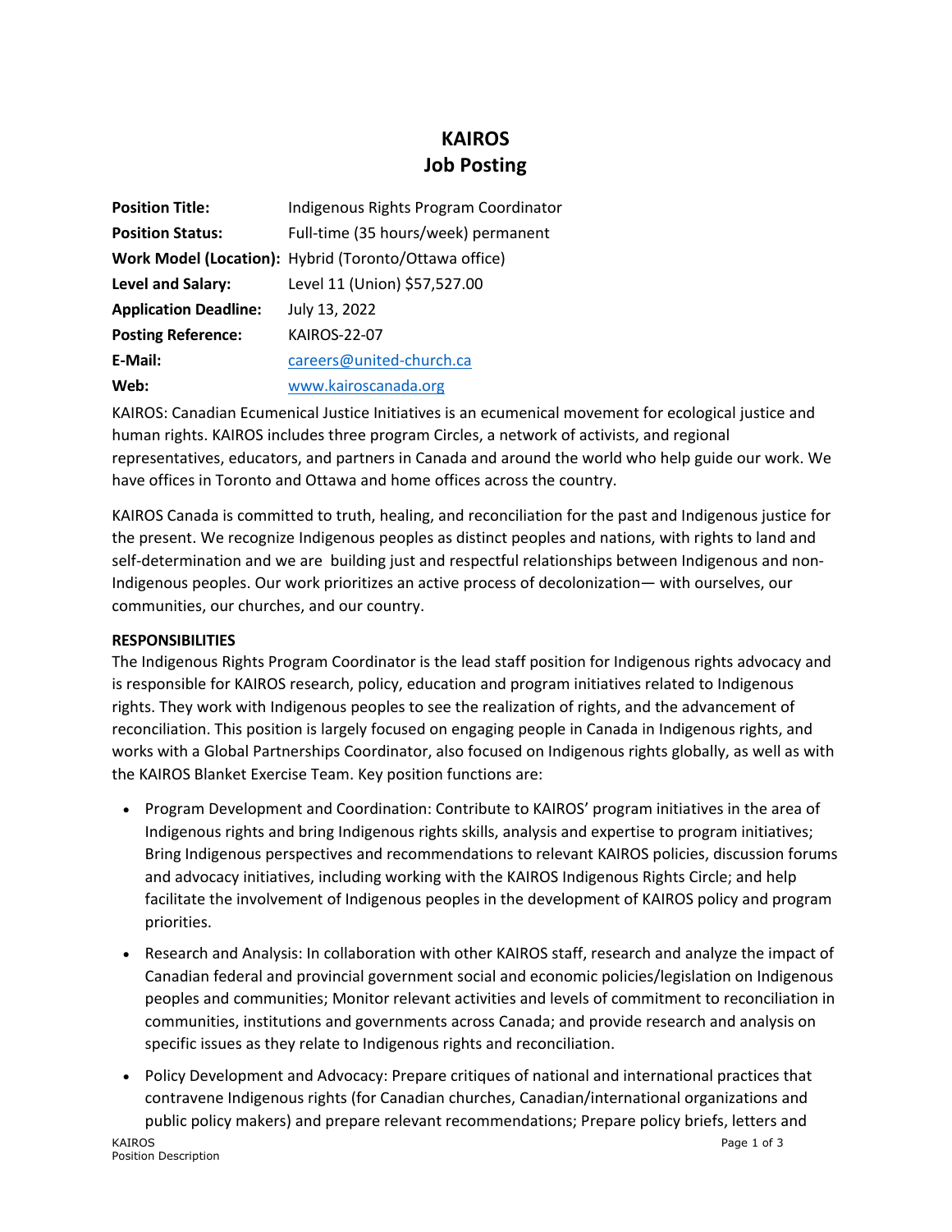# KAIROS
# Job Posting

| | |
|---|---|
| **Position Title:** | Indigenous Rights Program Coordinator |
| **Position Status:** | Full-time (35 hours/week) permanent |
| **Work Model (Location):** | Hybrid (Toronto/Ottawa office) |
| **Level and Salary:** | Level 11 (Union) $57,527.00 |
| **Application Deadline:** | July 13, 2022 |
| **Posting Reference:** | KAIROS-22-07 |
| **E-Mail:** | careers@united-church.ca |
| **Web:** | www.kairoscanada.org |

KAIROS: Canadian Ecumenical Justice Initiatives is an ecumenical movement for ecological justice and human rights. KAIROS includes three program Circles, a network of activists, and regional representatives, educators, and partners in Canada and around the world who help guide our work. We have offices in Toronto and Ottawa and home offices across the country.

KAIROS Canada is committed to truth, healing, and reconciliation for the past and Indigenous justice for the present. We recognize Indigenous peoples as distinct peoples and nations, with rights to land and self-determination and we are building just and respectful relationships between Indigenous and non-Indigenous peoples. Our work prioritizes an active process of decolonization— with ourselves, our communities, our churches, and our country.

**RESPONSIBILITIES**

The Indigenous Rights Program Coordinator is the lead staff position for Indigenous rights advocacy and is responsible for KAIROS research, policy, education and program initiatives related to Indigenous rights. They work with Indigenous peoples to see the realization of rights, and the advancement of reconciliation. This position is largely focused on engaging people in Canada in Indigenous rights, and works with a Global Partnerships Coordinator, also focused on Indigenous rights globally, as well as with the KAIROS Blanket Exercise Team. Key position functions are:

- Program Development and Coordination: Contribute to KAIROS' program initiatives in the area of Indigenous rights and bring Indigenous rights skills, analysis and expertise to program initiatives; Bring Indigenous perspectives and recommendations to relevant KAIROS policies, discussion forums and advocacy initiatives, including working with the KAIROS Indigenous Rights Circle; and help facilitate the involvement of Indigenous peoples in the development of KAIROS policy and program priorities.
- Research and Analysis: In collaboration with other KAIROS staff, research and analyze the impact of Canadian federal and provincial government social and economic policies/legislation on Indigenous peoples and communities; Monitor relevant activities and levels of commitment to reconciliation in communities, institutions and governments across Canada; and provide research and analysis on specific issues as they relate to Indigenous rights and reconciliation.
- Policy Development and Advocacy: Prepare critiques of national and international practices that contravene Indigenous rights (for Canadian churches, Canadian/international organizations and public policy makers) and prepare relevant recommendations; Prepare policy briefs, letters and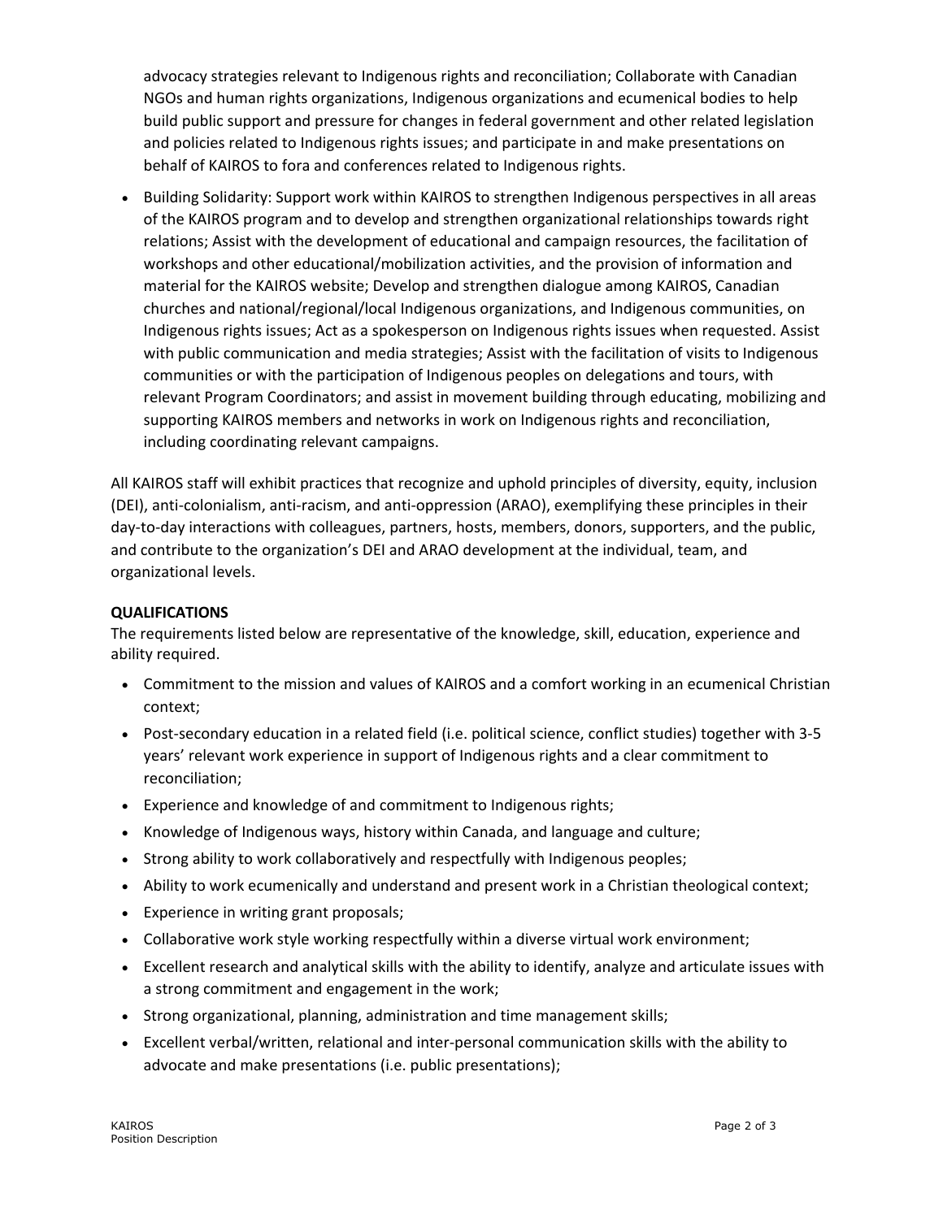advocacy strategies relevant to Indigenous rights and reconciliation; Collaborate with Canadian NGOs and human rights organizations, Indigenous organizations and ecumenical bodies to help build public support and pressure for changes in federal government and other related legislation and policies related to Indigenous rights issues; and participate in and make presentations on behalf of KAIROS to fora and conferences related to Indigenous rights.

- Building Solidarity: Support work within KAIROS to strengthen Indigenous perspectives in all areas of the KAIROS program and to develop and strengthen organizational relationships towards right relations; Assist with the development of educational and campaign resources, the facilitation of workshops and other educational/mobilization activities, and the provision of information and material for the KAIROS website; Develop and strengthen dialogue among KAIROS, Canadian churches and national/regional/local Indigenous organizations, and Indigenous communities, on Indigenous rights issues; Act as a spokesperson on Indigenous rights issues when requested. Assist with public communication and media strategies; Assist with the facilitation of visits to Indigenous communities or with the participation of Indigenous peoples on delegations and tours, with relevant Program Coordinators; and assist in movement building through educating, mobilizing and supporting KAIROS members and networks in work on Indigenous rights and reconciliation, including coordinating relevant campaigns.

All KAIROS staff will exhibit practices that recognize and uphold principles of diversity, equity, inclusion (DEI), anti-colonialism, anti-racism, and anti-oppression (ARAO), exemplifying these principles in their day-to-day interactions with colleagues, partners, hosts, members, donors, supporters, and the public, and contribute to the organization's DEI and ARAO development at the individual, team, and organizational levels.

**QUALIFICATIONS**

The requirements listed below are representative of the knowledge, skill, education, experience and ability required.

- Commitment to the mission and values of KAIROS and a comfort working in an ecumenical Christian context;
- Post-secondary education in a related field (i.e. political science, conflict studies) together with 3-5 years' relevant work experience in support of Indigenous rights and a clear commitment to reconciliation;
- Experience and knowledge of and commitment to Indigenous rights;
- Knowledge of Indigenous ways, history within Canada, and language and culture;
- Strong ability to work collaboratively and respectfully with Indigenous peoples;
- Ability to work ecumenically and understand and present work in a Christian theological context;
- Experience in writing grant proposals;
- Collaborative work style working respectfully within a diverse virtual work environment;
- Excellent research and analytical skills with the ability to identify, analyze and articulate issues with a strong commitment and engagement in the work;
- Strong organizational, planning, administration and time management skills;
- Excellent verbal/written, relational and inter-personal communication skills with the ability to advocate and make presentations (i.e. public presentations);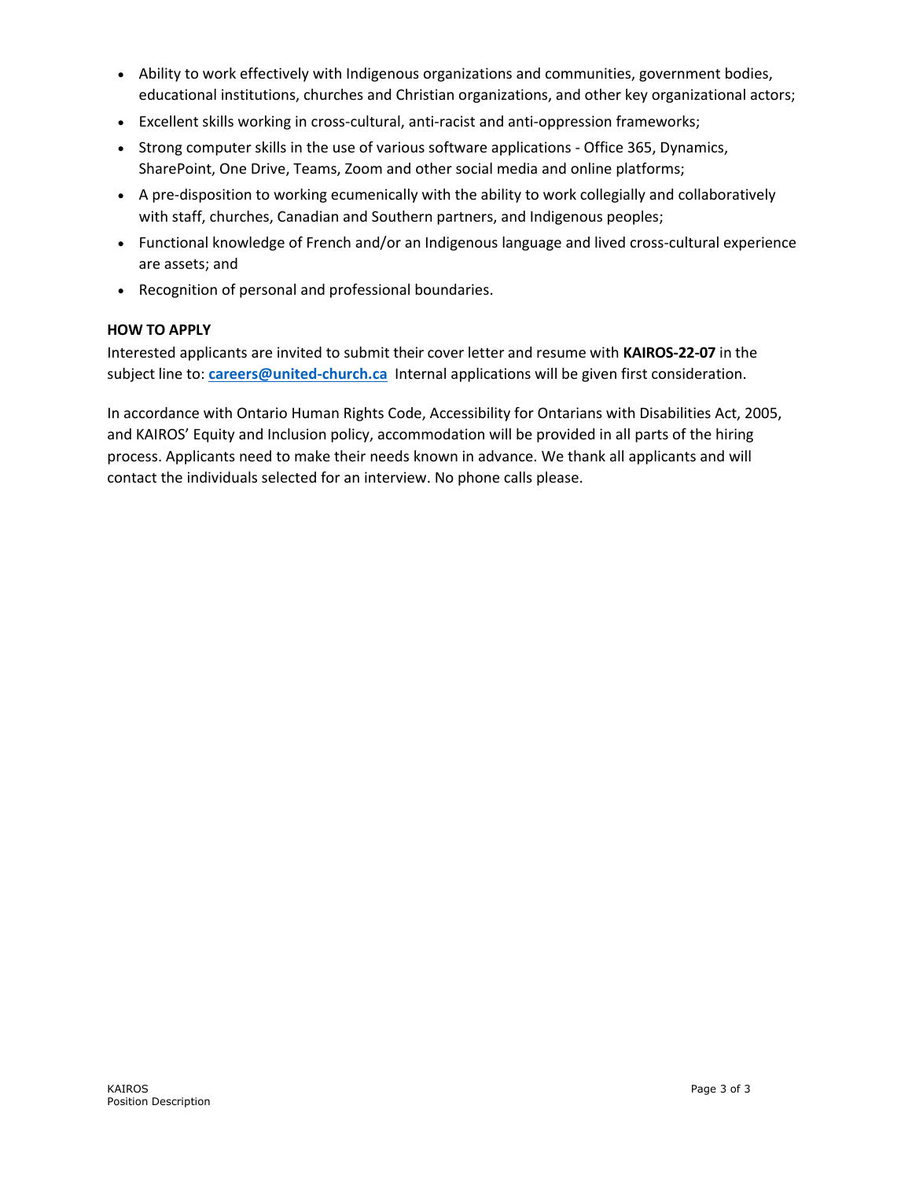- Ability to work effectively with Indigenous organizations and communities, government bodies, educational institutions, churches and Christian organizations, and other key organizational actors;
- Excellent skills working in cross-cultural, anti-racist and anti-oppression frameworks;
- Strong computer skills in the use of various software applications - Office 365, Dynamics, SharePoint, One Drive, Teams, Zoom and other social media and online platforms;
- A pre-disposition to working ecumenically with the ability to work collegially and collaboratively with staff, churches, Canadian and Southern partners, and Indigenous peoples;
- Functional knowledge of French and/or an Indigenous language and lived cross-cultural experience are assets; and
- Recognition of personal and professional boundaries.

**HOW TO APPLY**

Interested applicants are invited to submit their cover letter and resume with **KAIROS-22-07** in the subject line to: **careers@united-church.ca** Internal applications will be given first consideration.

In accordance with Ontario Human Rights Code, Accessibility for Ontarians with Disabilities Act, 2005, and KAIROS' Equity and Inclusion policy, accommodation will be provided in all parts of the hiring process. Applicants need to make their needs known in advance. We thank all applicants and will contact the individuals selected for an interview. No phone calls please.